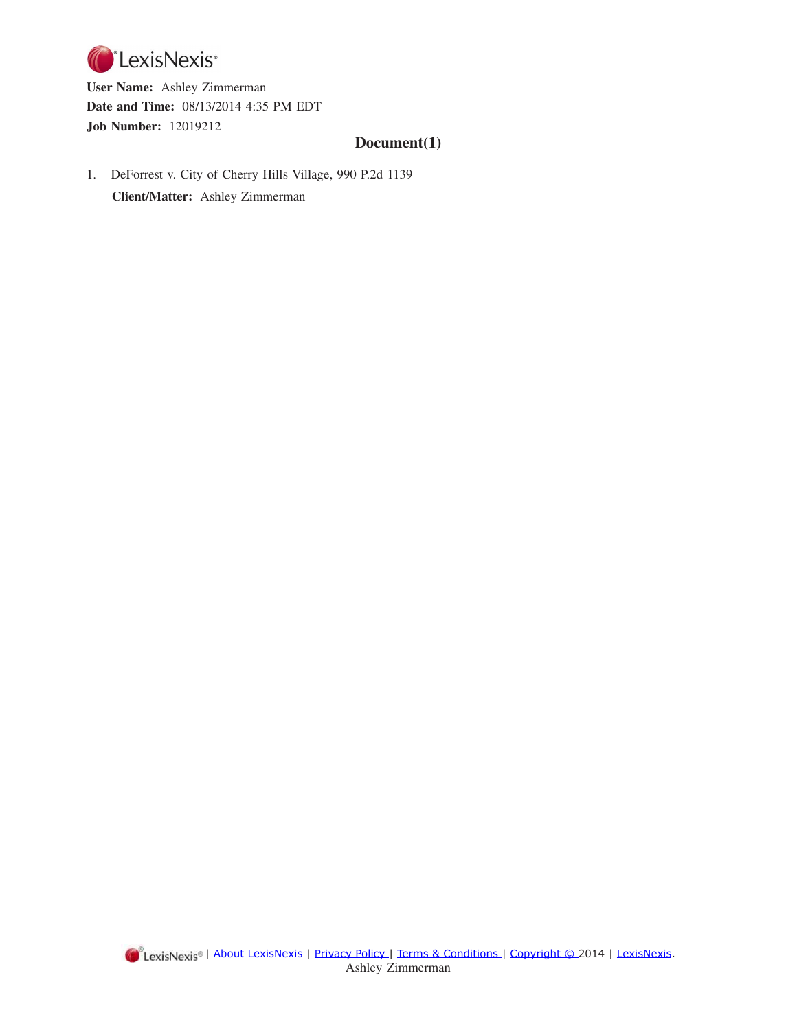LexisNexis®

**User Name:** Ashley Zimmerman

**Date and Time:** 08/13/2014 4:35 PM EDT

**Job Number:** 12019212

## Document(1)

1. DeForrest v. City of Cherry Hills Village, 990 P.2d 1139

   **Client/Matter:** Ashley Zimmerman

LexisNexis® | About LexisNexis | Privacy Policy | Terms & Conditions | Copyright © 2014 | LexisNexis.

Ashley Zimmerman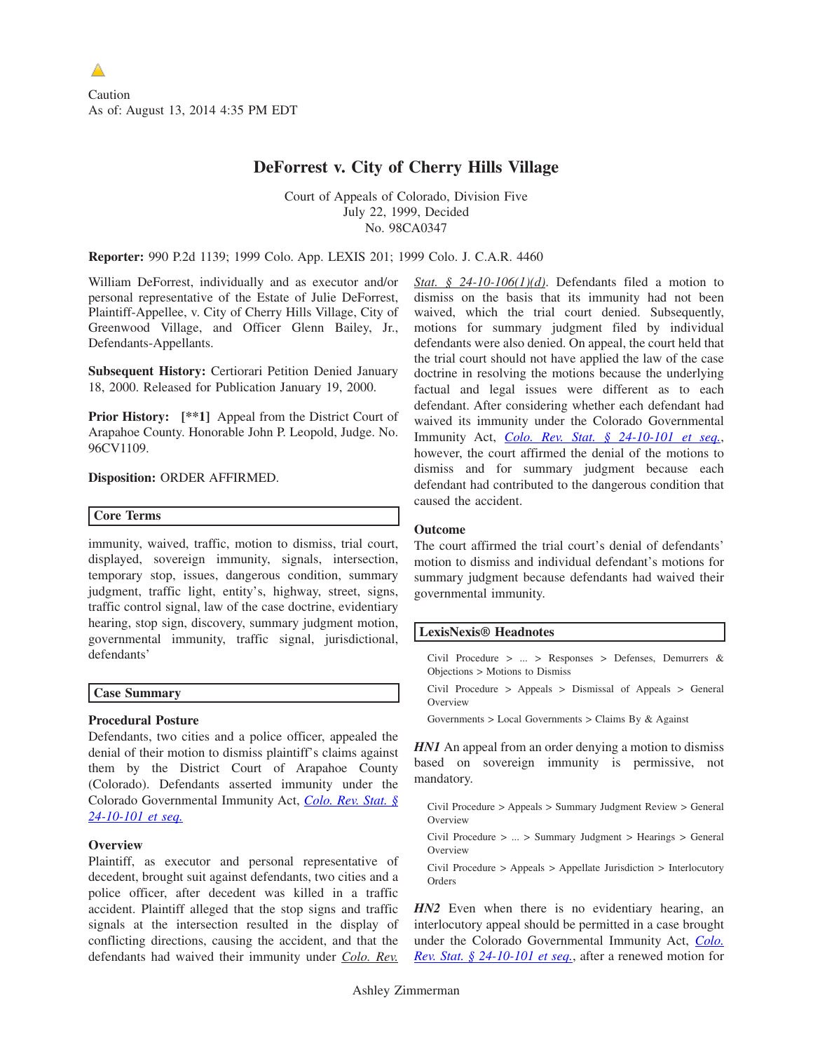Caution
As of: August 13, 2014 4:35 PM EDT

# DeForrest v. City of Cherry Hills Village

Court of Appeals of Colorado, Division Five
July 22, 1999, Decided
No. 98CA0347

**Reporter:** 990 P.2d 1139; 1999 Colo. App. LEXIS 201; 1999 Colo. J. C.A.R. 4460

William DeForrest, individually and as executor and/or personal representative of the Estate of Julie DeForrest, Plaintiff-Appellee, v. City of Cherry Hills Village, City of Greenwood Village, and Officer Glenn Bailey, Jr., Defendants-Appellants.

**Subsequent History:** Certiorari Petition Denied January 18, 2000. Released for Publication January 19, 2000.

**Prior History:** [**1] Appeal from the District Court of Arapahoe County. Honorable John P. Leopold, Judge. No. 96CV1109.

**Disposition:** ORDER AFFIRMED.

## Core Terms

immunity, waived, traffic, motion to dismiss, trial court, displayed, sovereign immunity, signals, intersection, temporary stop, issues, dangerous condition, summary judgment, traffic light, entity's, highway, street, signs, traffic control signal, law of the case doctrine, evidentiary hearing, stop sign, discovery, summary judgment motion, governmental immunity, traffic signal, jurisdictional, defendants'

## Case Summary

### Procedural Posture

Defendants, two cities and a police officer, appealed the denial of their motion to dismiss plaintiff's claims against them by the District Court of Arapahoe County (Colorado). Defendants asserted immunity under the Colorado Governmental Immunity Act, Colo. Rev. Stat. § 24-10-101 et seq.

### Overview

Plaintiff, as executor and personal representative of decedent, brought suit against defendants, two cities and a police officer, after decedent was killed in a traffic accident. Plaintiff alleged that the stop signs and traffic signals at the intersection resulted in the display of conflicting directions, causing the accident, and that the defendants had waived their immunity under Colo. Rev. Stat. § 24-10-106(1)(d). Defendants filed a motion to dismiss on the basis that its immunity had not been waived, which the trial court denied. Subsequently, motions for summary judgment filed by individual defendants were also denied. On appeal, the court held that the trial court should not have applied the law of the case doctrine in resolving the motions because the underlying factual and legal issues were different as to each defendant. After considering whether each defendant had waived its immunity under the Colorado Governmental Immunity Act, Colo. Rev. Stat. § 24-10-101 et seq., however, the court affirmed the denial of the motions to dismiss and for summary judgment because each defendant had contributed to the dangerous condition that caused the accident.

### Outcome

The court affirmed the trial court's denial of defendants' motion to dismiss and individual defendant's motions for summary judgment because defendants had waived their governmental immunity.

## LexisNexis® Headnotes

Civil Procedure > ... > Responses > Defenses, Demurrers & Objections > Motions to Dismiss

Civil Procedure > Appeals > Dismissal of Appeals > General Overview

Governments > Local Governments > Claims By & Against

*HN1* An appeal from an order denying a motion to dismiss based on sovereign immunity is permissive, not mandatory.

Civil Procedure > Appeals > Summary Judgment Review > General Overview

Civil Procedure > ... > Summary Judgment > Hearings > General Overview

Civil Procedure > Appeals > Appellate Jurisdiction > Interlocutory Orders

*HN2* Even when there is no evidentiary hearing, an interlocutory appeal should be permitted in a case brought under the Colorado Governmental Immunity Act, Colo. Rev. Stat. § 24-10-101 et seq., after a renewed motion for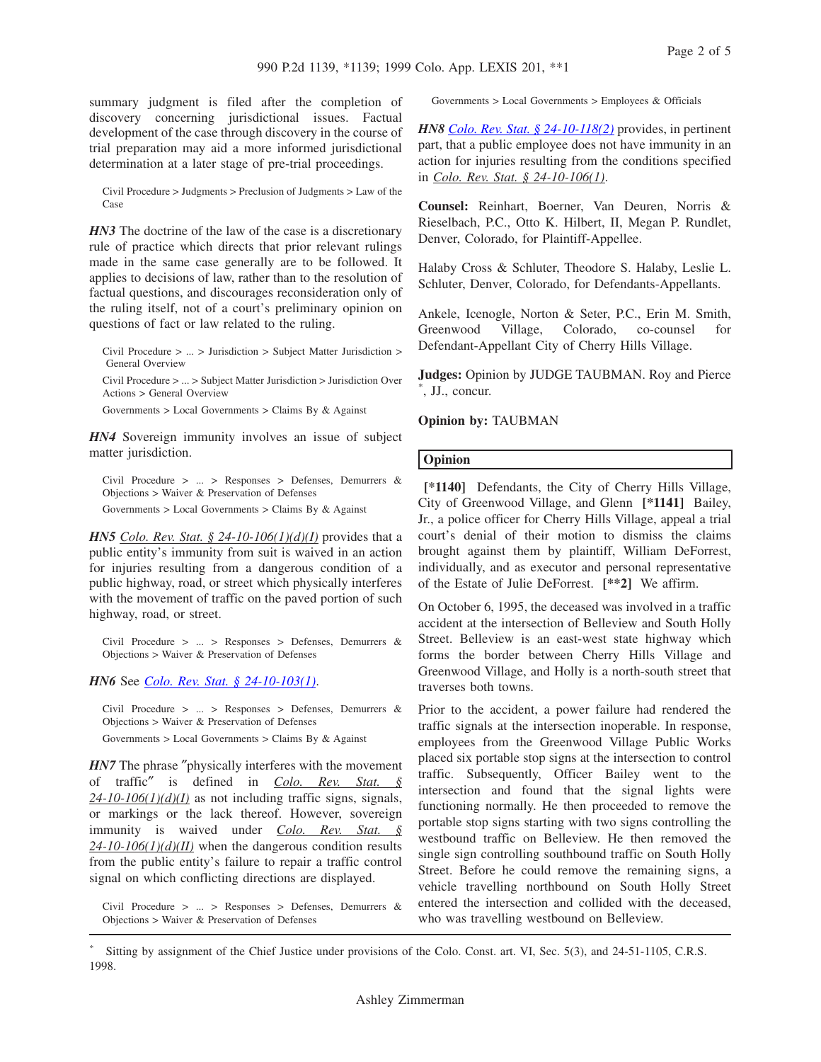summary judgment is filed after the completion of discovery concerning jurisdictional issues. Factual development of the case through discovery in the course of trial preparation may aid a more informed jurisdictional determination at a later stage of pre-trial proceedings.

Civil Procedure > Judgments > Preclusion of Judgments > Law of the Case

***HN3*** The doctrine of the law of the case is a discretionary rule of practice which directs that prior relevant rulings made in the same case generally are to be followed. It applies to decisions of law, rather than to the resolution of factual questions, and discourages reconsideration only of the ruling itself, not of a court's preliminary opinion on questions of fact or law related to the ruling.

Civil Procedure > ... > Jurisdiction > Subject Matter Jurisdiction > General Overview

Civil Procedure > ... > Subject Matter Jurisdiction > Jurisdiction Over Actions > General Overview

Governments > Local Governments > Claims By & Against

***HN4*** Sovereign immunity involves an issue of subject matter jurisdiction.

Civil Procedure > ... > Responses > Defenses, Demurrers & Objections > Waiver & Preservation of Defenses

Governments > Local Governments > Claims By & Against

***HN5*** Colo. Rev. Stat. § 24-10-106(1)(d)(I) provides that a public entity's immunity from suit is waived in an action for injuries resulting from a dangerous condition of a public highway, road, or street which physically interferes with the movement of traffic on the paved portion of such highway, road, or street.

Civil Procedure > ... > Responses > Defenses, Demurrers & Objections > Waiver & Preservation of Defenses

***HN6*** See Colo. Rev. Stat. § 24-10-103(1).

Civil Procedure > ... > Responses > Defenses, Demurrers & Objections > Waiver & Preservation of Defenses

Governments > Local Governments > Claims By & Against

***HN7*** The phrase "physically interferes with the movement of traffic" is defined in Colo. Rev. Stat. § 24-10-106(1)(d)(I) as not including traffic signs, signals, or markings or the lack thereof. However, sovereign immunity is waived under Colo. Rev. Stat. § 24-10-106(1)(d)(II) when the dangerous condition results from the public entity's failure to repair a traffic control signal on which conflicting directions are displayed.

Civil Procedure > ... > Responses > Defenses, Demurrers & Objections > Waiver & Preservation of Defenses

Governments > Local Governments > Employees & Officials

***HN8*** Colo. Rev. Stat. § 24-10-118(2) provides, in pertinent part, that a public employee does not have immunity in an action for injuries resulting from the conditions specified in Colo. Rev. Stat. § 24-10-106(1).

**Counsel:** Reinhart, Boerner, Van Deuren, Norris & Rieselbach, P.C., Otto K. Hilbert, II, Megan P. Rundlet, Denver, Colorado, for Plaintiff-Appellee.

Halaby Cross & Schluter, Theodore S. Halaby, Leslie L. Schluter, Denver, Colorado, for Defendants-Appellants.

Ankele, Icenogle, Norton & Seter, P.C., Erin M. Smith, Greenwood Village, Colorado, co-counsel for Defendant-Appellant City of Cherry Hills Village.

**Judges:** Opinion by JUDGE TAUBMAN. Roy and Pierce *, JJ., concur.

**Opinion by:** TAUBMAN

## Opinion

**[*1140]** Defendants, the City of Cherry Hills Village, City of Greenwood Village, and Glenn **[*1141]** Bailey, Jr., a police officer for Cherry Hills Village, appeal a trial court's denial of their motion to dismiss the claims brought against them by plaintiff, William DeForrest, individually, and as executor and personal representative of the Estate of Julie DeForrest. **[**2]** We affirm.

On October 6, 1995, the deceased was involved in a traffic accident at the intersection of Belleview and South Holly Street. Belleview is an east-west state highway which forms the border between Cherry Hills Village and Greenwood Village, and Holly is a north-south street that traverses both towns.

Prior to the accident, a power failure had rendered the traffic signals at the intersection inoperable. In response, employees from the Greenwood Village Public Works placed six portable stop signs at the intersection to control traffic. Subsequently, Officer Bailey went to the intersection and found that the signal lights were functioning normally. He then proceeded to remove the portable stop signs starting with two signs controlling the westbound traffic on Belleview. He then removed the single sign controlling southbound traffic on South Holly Street. Before he could remove the remaining signs, a vehicle travelling northbound on South Holly Street entered the intersection and collided with the deceased, who was travelling westbound on Belleview.

* Sitting by assignment of the Chief Justice under provisions of the Colo. Const. art. VI, Sec. 5(3), and 24-51-1105, C.R.S. 1998.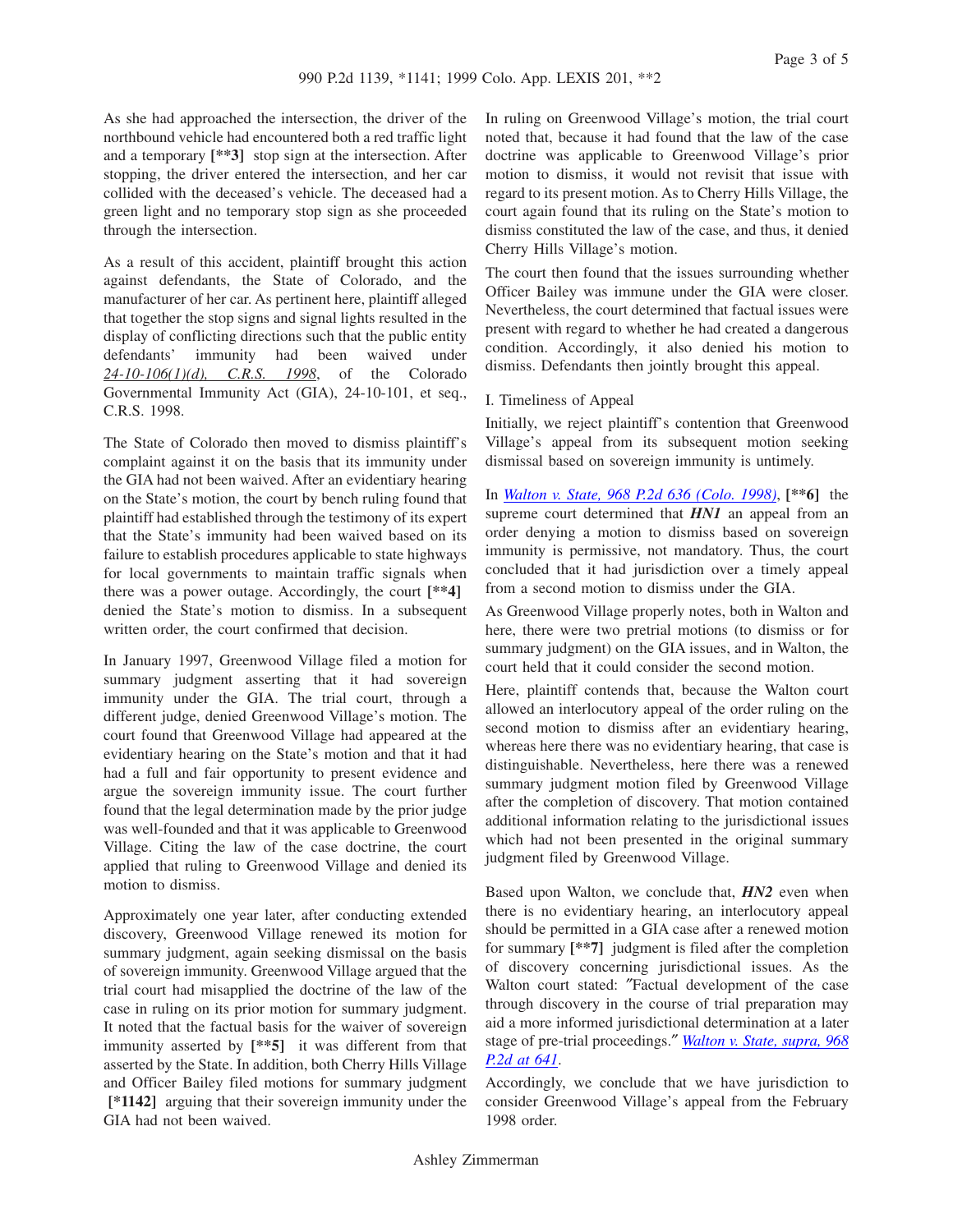As she had approached the intersection, the driver of the northbound vehicle had encountered both a red traffic light and a temporary **[**3]** stop sign at the intersection. After stopping, the driver entered the intersection, and her car collided with the deceased's vehicle. The deceased had a green light and no temporary stop sign as she proceeded through the intersection.

As a result of this accident, plaintiff brought this action against defendants, the State of Colorado, and the manufacturer of her car. As pertinent here, plaintiff alleged that together the stop signs and signal lights resulted in the display of conflicting directions such that the public entity defendants' immunity had been waived under *24-10-106(1)(d), C.R.S. 1998*, of the Colorado Governmental Immunity Act (GIA), 24-10-101, et seq., C.R.S. 1998.

The State of Colorado then moved to dismiss plaintiff's complaint against it on the basis that its immunity under the GIA had not been waived. After an evidentiary hearing on the State's motion, the court by bench ruling found that plaintiff had established through the testimony of its expert that the State's immunity had been waived based on its failure to establish procedures applicable to state highways for local governments to maintain traffic signals when there was a power outage. Accordingly, the court **[**4]** denied the State's motion to dismiss. In a subsequent written order, the court confirmed that decision.

In January 1997, Greenwood Village filed a motion for summary judgment asserting that it had sovereign immunity under the GIA. The trial court, through a different judge, denied Greenwood Village's motion. The court found that Greenwood Village had appeared at the evidentiary hearing on the State's motion and that it had had a full and fair opportunity to present evidence and argue the sovereign immunity issue. The court further found that the legal determination made by the prior judge was well-founded and that it was applicable to Greenwood Village. Citing the law of the case doctrine, the court applied that ruling to Greenwood Village and denied its motion to dismiss.

Approximately one year later, after conducting extended discovery, Greenwood Village renewed its motion for summary judgment, again seeking dismissal on the basis of sovereign immunity. Greenwood Village argued that the trial court had misapplied the doctrine of the law of the case in ruling on its prior motion for summary judgment. It noted that the factual basis for the waiver of sovereign immunity asserted by **[**5]** it was different from that asserted by the State. In addition, both Cherry Hills Village and Officer Bailey filed motions for summary judgment **[*1142]** arguing that their sovereign immunity under the GIA had not been waived.

In ruling on Greenwood Village's motion, the trial court noted that, because it had found that the law of the case doctrine was applicable to Greenwood Village's prior motion to dismiss, it would not revisit that issue with regard to its present motion. As to Cherry Hills Village, the court again found that its ruling on the State's motion to dismiss constituted the law of the case, and thus, it denied Cherry Hills Village's motion.

The court then found that the issues surrounding whether Officer Bailey was immune under the GIA were closer. Nevertheless, the court determined that factual issues were present with regard to whether he had created a dangerous condition. Accordingly, it also denied his motion to dismiss. Defendants then jointly brought this appeal.

I. Timeliness of Appeal

Initially, we reject plaintiff's contention that Greenwood Village's appeal from its subsequent motion seeking dismissal based on sovereign immunity is untimely.

In *Walton v. State, 968 P.2d 636 (Colo. 1998)*, **[**6]** the supreme court determined that ***HN1*** an appeal from an order denying a motion to dismiss based on sovereign immunity is permissive, not mandatory. Thus, the court concluded that it had jurisdiction over a timely appeal from a second motion to dismiss under the GIA.

As Greenwood Village properly notes, both in Walton and here, there were two pretrial motions (to dismiss or for summary judgment) on the GIA issues, and in Walton, the court held that it could consider the second motion.

Here, plaintiff contends that, because the Walton court allowed an interlocutory appeal of the order ruling on the second motion to dismiss after an evidentiary hearing, whereas here there was no evidentiary hearing, that case is distinguishable. Nevertheless, here there was a renewed summary judgment motion filed by Greenwood Village after the completion of discovery. That motion contained additional information relating to the jurisdictional issues which had not been presented in the original summary judgment filed by Greenwood Village.

Based upon Walton, we conclude that, ***HN2*** even when there is no evidentiary hearing, an interlocutory appeal should be permitted in a GIA case after a renewed motion for summary **[**7]** judgment is filed after the completion of discovery concerning jurisdictional issues. As the Walton court stated: "Factual development of the case through discovery in the course of trial preparation may aid a more informed jurisdictional determination at a later stage of pre-trial proceedings." *Walton v. State, supra, 968 P.2d at 641*.

Accordingly, we conclude that we have jurisdiction to consider Greenwood Village's appeal from the February 1998 order.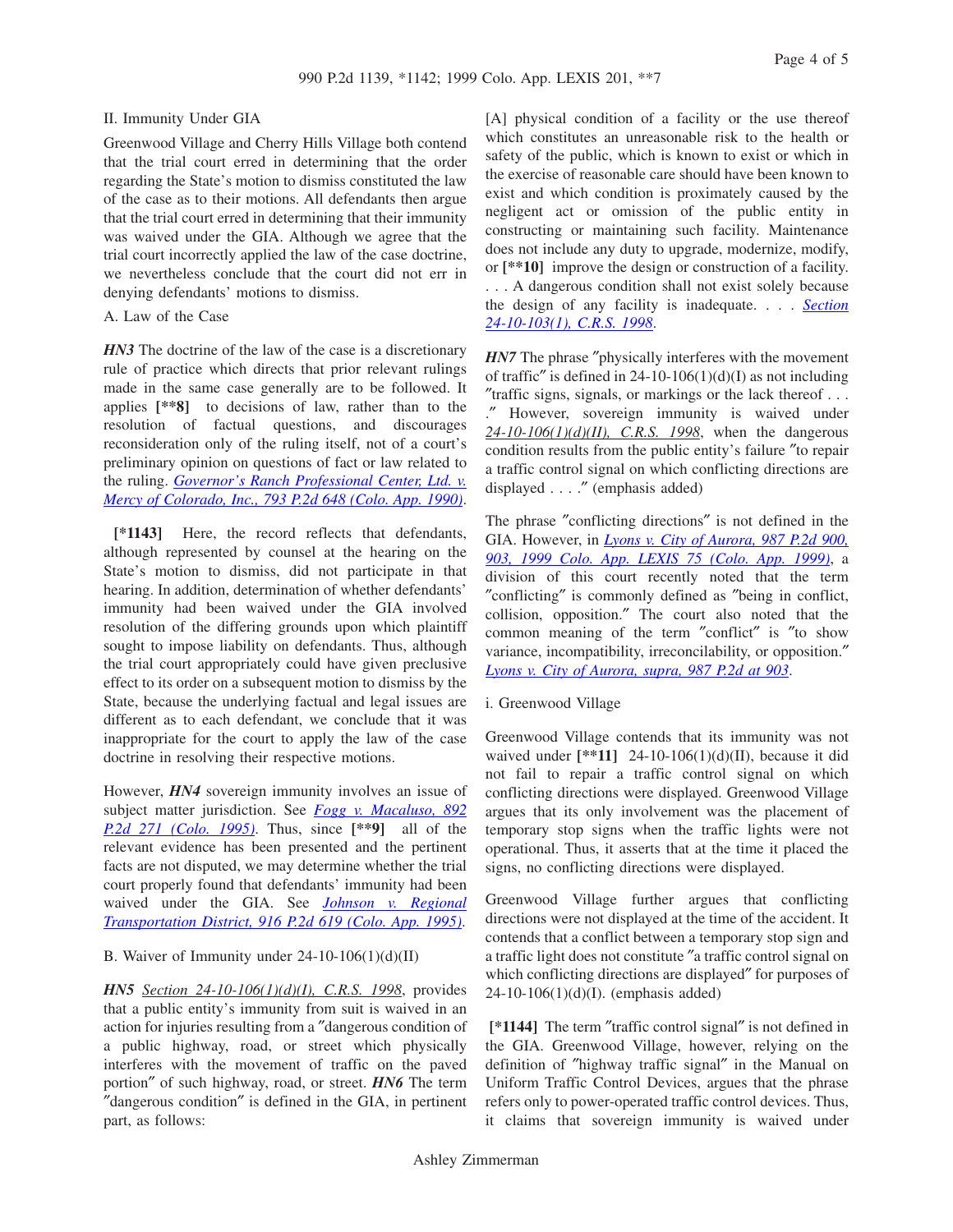II. Immunity Under GIA

Greenwood Village and Cherry Hills Village both contend that the trial court erred in determining that the order regarding the State's motion to dismiss constituted the law of the case as to their motions. All defendants then argue that the trial court erred in determining that their immunity was waived under the GIA. Although we agree that the trial court incorrectly applied the law of the case doctrine, we nevertheless conclude that the court did not err in denying defendants' motions to dismiss.

A. Law of the Case

***HN3*** The doctrine of the law of the case is a discretionary rule of practice which directs that prior relevant rulings made in the same case generally are to be followed. It applies **[\*\*8]** to decisions of law, rather than to the resolution of factual questions, and discourages reconsideration only of the ruling itself, not of a court's preliminary opinion on questions of fact or law related to the ruling. *Governor's Ranch Professional Center, Ltd. v. Mercy of Colorado, Inc., 793 P.2d 648 (Colo. App. 1990)*.

**[\*1143]** Here, the record reflects that defendants, although represented by counsel at the hearing on the State's motion to dismiss, did not participate in that hearing. In addition, determination of whether defendants' immunity had been waived under the GIA involved resolution of the differing grounds upon which plaintiff sought to impose liability on defendants. Thus, although the trial court appropriately could have given preclusive effect to its order on a subsequent motion to dismiss by the State, because the underlying factual and legal issues are different as to each defendant, we conclude that it was inappropriate for the court to apply the law of the case doctrine in resolving their respective motions.

However, ***HN4*** sovereign immunity involves an issue of subject matter jurisdiction. See *Fogg v. Macaluso, 892 P.2d 271 (Colo. 1995)*. Thus, since **[\*\*9]** all of the relevant evidence has been presented and the pertinent facts are not disputed, we may determine whether the trial court properly found that defendants' immunity had been waived under the GIA. See *Johnson v. Regional Transportation District, 916 P.2d 619 (Colo. App. 1995)*.

B. Waiver of Immunity under 24-10-106(1)(d)(II)

***HN5*** *Section 24-10-106(1)(d)(I), C.R.S. 1998*, provides that a public entity's immunity from suit is waived in an action for injuries resulting from a "dangerous condition of a public highway, road, or street which physically interferes with the movement of traffic on the paved portion" of such highway, road, or street. ***HN6*** The term "dangerous condition" is defined in the GIA, in pertinent part, as follows:

> [A] physical condition of a facility or the use thereof which constitutes an unreasonable risk to the health or safety of the public, which is known to exist or which in the exercise of reasonable care should have been known to exist and which condition is proximately caused by the negligent act or omission of the public entity in constructing or maintaining such facility. Maintenance does not include any duty to upgrade, modernize, modify, or **[\*\*10]** improve the design or construction of a facility. . . . A dangerous condition shall not exist solely because the design of any facility is inadequate. . . . *Section 24-10-103(1), C.R.S. 1998*.

***HN7*** The phrase "physically interferes with the movement of traffic" is defined in 24-10-106(1)(d)(I) as not including "traffic signs, signals, or markings or the lack thereof . . . ." However, sovereign immunity is waived under *24-10-106(1)(d)(II), C.R.S. 1998*, when the dangerous condition results from the public entity's failure "to repair a traffic control signal on which conflicting directions are displayed . . . ." (emphasis added)

The phrase "conflicting directions" is not defined in the GIA. However, in *Lyons v. City of Aurora, 987 P.2d 900, 903, 1999 Colo. App. LEXIS 75 (Colo. App. 1999)*, a division of this court recently noted that the term "conflicting" is commonly defined as "being in conflict, collision, opposition." The court also noted that the common meaning of the term "conflict" is "to show variance, incompatibility, irreconcilability, or opposition." *Lyons v. City of Aurora, supra, 987 P.2d at 903*.

i. Greenwood Village

Greenwood Village contends that its immunity was not waived under **[\*\*11]** 24-10-106(1)(d)(II), because it did not fail to repair a traffic control signal on which conflicting directions were displayed. Greenwood Village argues that its only involvement was the placement of temporary stop signs when the traffic lights were not operational. Thus, it asserts that at the time it placed the signs, no conflicting directions were displayed.

Greenwood Village further argues that conflicting directions were not displayed at the time of the accident. It contends that a conflict between a temporary stop sign and a traffic light does not constitute "a traffic control signal on which conflicting directions are displayed" for purposes of 24-10-106(1)(d)(I). (emphasis added)

**[\*1144]** The term "traffic control signal" is not defined in the GIA. Greenwood Village, however, relying on the definition of "highway traffic signal" in the Manual on Uniform Traffic Control Devices, argues that the phrase refers only to power-operated traffic control devices. Thus, it claims that sovereign immunity is waived under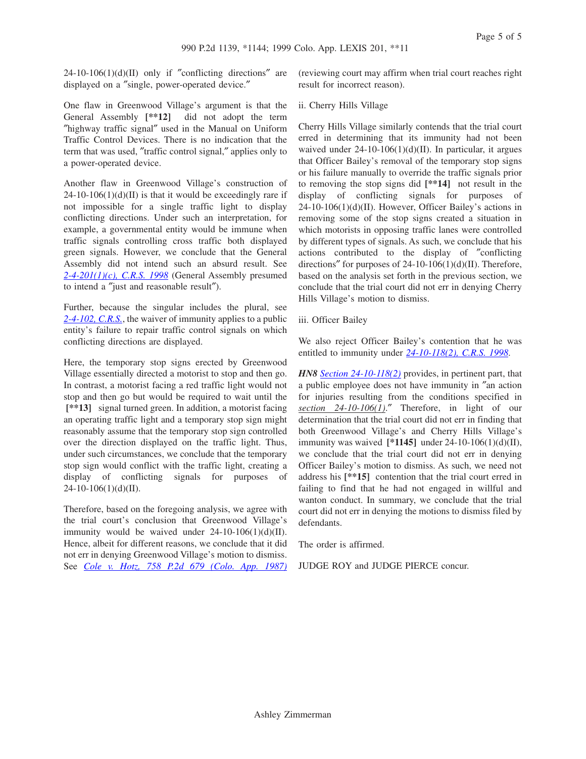24-10-106(1)(d)(II) only if "conflicting directions" are displayed on a "single, power-operated device."

One flaw in Greenwood Village's argument is that the General Assembly [**12] did not adopt the term "highway traffic signal" used in the Manual on Uniform Traffic Control Devices. There is no indication that the term that was used, "traffic control signal," applies only to a power-operated device.

Another flaw in Greenwood Village's construction of 24-10-106(1)(d)(II) is that it would be exceedingly rare if not impossible for a single traffic light to display conflicting directions. Under such an interpretation, for example, a governmental entity would be immune when traffic signals controlling cross traffic both displayed green signals. However, we conclude that the General Assembly did not intend such an absurd result. See *2-4-201(1)(c), C.R.S. 1998* (General Assembly presumed to intend a "just and reasonable result").

Further, because the singular includes the plural, see *2-4-102, C.R.S.*, the waiver of immunity applies to a public entity's failure to repair traffic control signals on which conflicting directions are displayed.

Here, the temporary stop signs erected by Greenwood Village essentially directed a motorist to stop and then go. In contrast, a motorist facing a red traffic light would not stop and then go but would be required to wait until the [**13] signal turned green. In addition, a motorist facing an operating traffic light and a temporary stop sign might reasonably assume that the temporary stop sign controlled over the direction displayed on the traffic light. Thus, under such circumstances, we conclude that the temporary stop sign would conflict with the traffic light, creating a display of conflicting signals for purposes of 24-10-106(1)(d)(II).

Therefore, based on the foregoing analysis, we agree with the trial court's conclusion that Greenwood Village's immunity would be waived under 24-10-106(1)(d)(II). Hence, albeit for different reasons, we conclude that it did not err in denying Greenwood Village's motion to dismiss. See *Cole v. Hotz, 758 P.2d 679 (Colo. App. 1987)* (reviewing court may affirm when trial court reaches right result for incorrect reason).

ii. Cherry Hills Village

Cherry Hills Village similarly contends that the trial court erred in determining that its immunity had not been waived under 24-10-106(1)(d)(II). In particular, it argues that Officer Bailey's removal of the temporary stop signs or his failure manually to override the traffic signals prior to removing the stop signs did [**14] not result in the display of conflicting signals for purposes of 24-10-106(1)(d)(II). However, Officer Bailey's actions in removing some of the stop signs created a situation in which motorists in opposing traffic lanes were controlled by different types of signals. As such, we conclude that his actions contributed to the display of "conflicting directions" for purposes of 24-10-106(1)(d)(II). Therefore, based on the analysis set forth in the previous section, we conclude that the trial court did not err in denying Cherry Hills Village's motion to dismiss.

iii. Officer Bailey

We also reject Officer Bailey's contention that he was entitled to immunity under *24-10-118(2), C.R.S. 1998*.

***HN8*** *Section 24-10-118(2)* provides, in pertinent part, that a public employee does not have immunity in "an action for injuries resulting from the conditions specified in *section 24-10-106(1)*." Therefore, in light of our determination that the trial court did not err in finding that both Greenwood Village's and Cherry Hills Village's immunity was waived [*1145] under 24-10-106(1)(d)(II), we conclude that the trial court did not err in denying Officer Bailey's motion to dismiss. As such, we need not address his [**15] contention that the trial court erred in failing to find that he had not engaged in willful and wanton conduct. In summary, we conclude that the trial court did not err in denying the motions to dismiss filed by defendants.

The order is affirmed.

JUDGE ROY and JUDGE PIERCE concur.